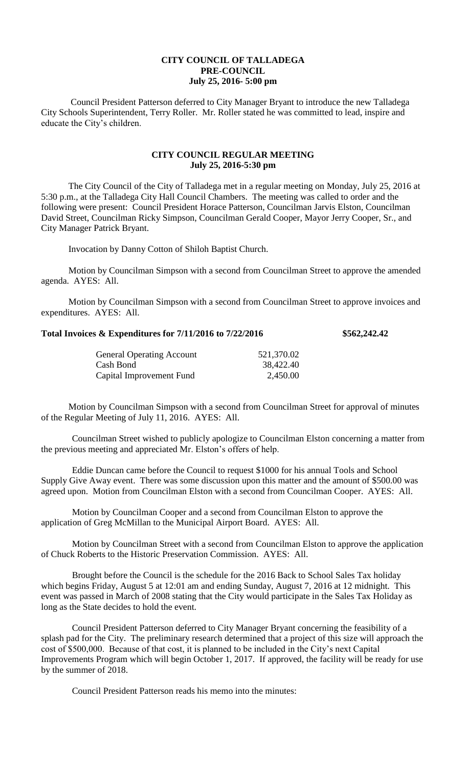**CITY COUNCIL OF TALLADEGA**
**PRE-COUNCIL**
**July 25, 2016- 5:00 pm**

Council President Patterson deferred to City Manager Bryant to introduce the new Talladega City Schools Superintendent, Terry Roller. Mr. Roller stated he was committed to lead, inspire and educate the City's children.

**CITY COUNCIL REGULAR MEETING**
**July 25, 2016-5:30 pm**

The City Council of the City of Talladega met in a regular meeting on Monday, July 25, 2016 at 5:30 p.m., at the Talladega City Hall Council Chambers. The meeting was called to order and the following were present: Council President Horace Patterson, Councilman Jarvis Elston, Councilman David Street, Councilman Ricky Simpson, Councilman Gerald Cooper, Mayor Jerry Cooper, Sr., and City Manager Patrick Bryant.

Invocation by Danny Cotton of Shiloh Baptist Church.

Motion by Councilman Simpson with a second from Councilman Street to approve the amended agenda. AYES: All.

Motion by Councilman Simpson with a second from Councilman Street to approve invoices and expenditures. AYES: All.

**Total Invoices & Expenditures for 7/11/2016 to 7/22/2016** **\$562,242.42**

| | |
|---|---|
| General Operating Account | 521,370.02 |
| Cash Bond | 38,422.40 |
| Capital Improvement Fund | 2,450.00 |

Motion by Councilman Simpson with a second from Councilman Street for approval of minutes of the Regular Meeting of July 11, 2016. AYES: All.

Councilman Street wished to publicly apologize to Councilman Elston concerning a matter from the previous meeting and appreciated Mr. Elston's offers of help.

Eddie Duncan came before the Council to request \$1000 for his annual Tools and School Supply Give Away event. There was some discussion upon this matter and the amount of \$500.00 was agreed upon. Motion from Councilman Elston with a second from Councilman Cooper. AYES: All.

Motion by Councilman Cooper and a second from Councilman Elston to approve the application of Greg McMillan to the Municipal Airport Board. AYES: All.

Motion by Councilman Street with a second from Councilman Elston to approve the application of Chuck Roberts to the Historic Preservation Commission. AYES: All.

Brought before the Council is the schedule for the 2016 Back to School Sales Tax holiday which begins Friday, August 5 at 12:01 am and ending Sunday, August 7, 2016 at 12 midnight. This event was passed in March of 2008 stating that the City would participate in the Sales Tax Holiday as long as the State decides to hold the event.

Council President Patterson deferred to City Manager Bryant concerning the feasibility of a splash pad for the City. The preliminary research determined that a project of this size will approach the cost of \$500,000. Because of that cost, it is planned to be included in the City's next Capital Improvements Program which will begin October 1, 2017. If approved, the facility will be ready for use by the summer of 2018.

Council President Patterson reads his memo into the minutes: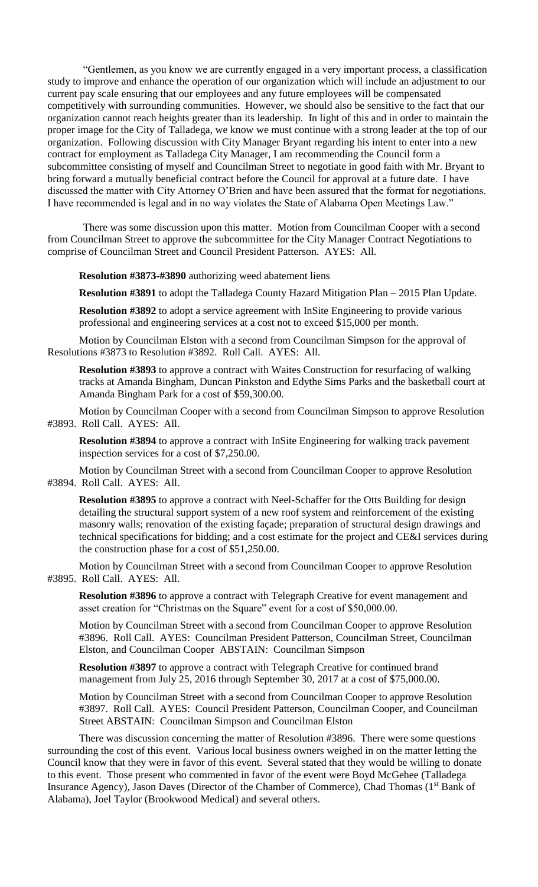"Gentlemen, as you know we are currently engaged in a very important process, a classification study to improve and enhance the operation of our organization which will include an adjustment to our current pay scale ensuring that our employees and any future employees will be compensated competitively with surrounding communities. However, we should also be sensitive to the fact that our organization cannot reach heights greater than its leadership. In light of this and in order to maintain the proper image for the City of Talladega, we know we must continue with a strong leader at the top of our organization. Following discussion with City Manager Bryant regarding his intent to enter into a new contract for employment as Talladega City Manager, I am recommending the Council form a subcommittee consisting of myself and Councilman Street to negotiate in good faith with Mr. Bryant to bring forward a mutually beneficial contract before the Council for approval at a future date. I have discussed the matter with City Attorney O'Brien and have been assured that the format for negotiations. I have recommended is legal and in no way violates the State of Alabama Open Meetings Law."

There was some discussion upon this matter. Motion from Councilman Cooper with a second from Councilman Street to approve the subcommittee for the City Manager Contract Negotiations to comprise of Councilman Street and Council President Patterson. AYES: All.

**Resolution #3873-#3890** authorizing weed abatement liens

**Resolution #3891** to adopt the Talladega County Hazard Mitigation Plan – 2015 Plan Update.

**Resolution #3892** to adopt a service agreement with InSite Engineering to provide various professional and engineering services at a cost not to exceed $15,000 per month.

Motion by Councilman Elston with a second from Councilman Simpson for the approval of Resolutions #3873 to Resolution #3892. Roll Call. AYES: All.

**Resolution #3893** to approve a contract with Waites Construction for resurfacing of walking tracks at Amanda Bingham, Duncan Pinkston and Edythe Sims Parks and the basketball court at Amanda Bingham Park for a cost of $59,300.00.

Motion by Councilman Cooper with a second from Councilman Simpson to approve Resolution #3893. Roll Call. AYES: All.

**Resolution #3894** to approve a contract with InSite Engineering for walking track pavement inspection services for a cost of $7,250.00.

Motion by Councilman Street with a second from Councilman Cooper to approve Resolution #3894. Roll Call. AYES: All.

**Resolution #3895** to approve a contract with Neel-Schaffer for the Otts Building for design detailing the structural support system of a new roof system and reinforcement of the existing masonry walls; renovation of the existing façade; preparation of structural design drawings and technical specifications for bidding; and a cost estimate for the project and CE&I services during the construction phase for a cost of $51,250.00.

Motion by Councilman Street with a second from Councilman Cooper to approve Resolution #3895. Roll Call. AYES: All.

**Resolution #3896** to approve a contract with Telegraph Creative for event management and asset creation for "Christmas on the Square" event for a cost of $50,000.00.

Motion by Councilman Street with a second from Councilman Cooper to approve Resolution #3896. Roll Call. AYES: Councilman President Patterson, Councilman Street, Councilman Elston, and Councilman Cooper ABSTAIN: Councilman Simpson

**Resolution #3897** to approve a contract with Telegraph Creative for continued brand management from July 25, 2016 through September 30, 2017 at a cost of $75,000.00.

Motion by Councilman Street with a second from Councilman Cooper to approve Resolution #3897. Roll Call. AYES: Council President Patterson, Councilman Cooper, and Councilman Street ABSTAIN: Councilman Simpson and Councilman Elston

There was discussion concerning the matter of Resolution #3896. There were some questions surrounding the cost of this event. Various local business owners weighed in on the matter letting the Council know that they were in favor of this event. Several stated that they would be willing to donate to this event. Those present who commented in favor of the event were Boyd McGehee (Talladega Insurance Agency), Jason Daves (Director of the Chamber of Commerce), Chad Thomas (1st Bank of Alabama), Joel Taylor (Brookwood Medical) and several others.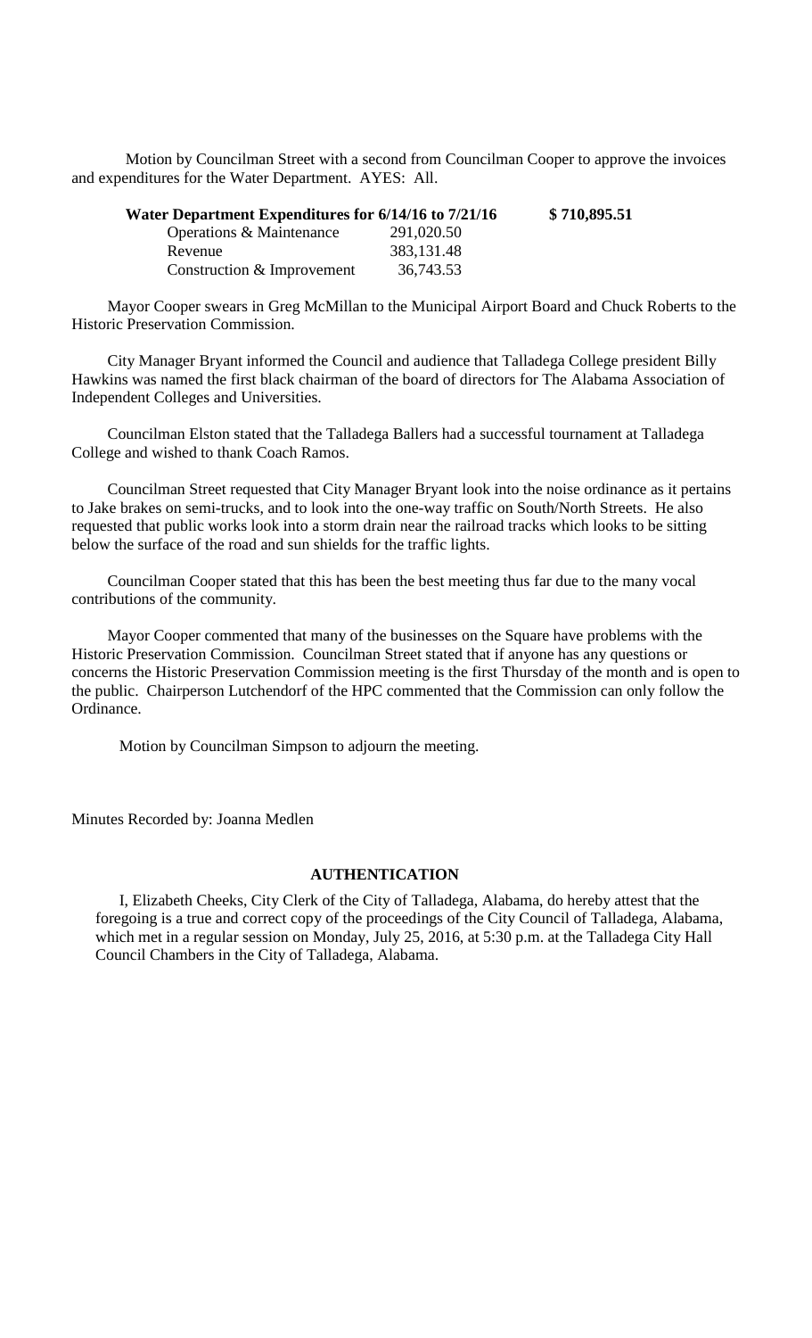Motion by Councilman Street with a second from Councilman Cooper to approve the invoices and expenditures for the Water Department. AYES: All.

| | | |
|---|---|---|
| **Water Department Expenditures for 6/14/16 to 7/21/16** | | **$ 710,895.51** |
| Operations & Maintenance | 291,020.50 | |
| Revenue | 383,131.48 | |
| Construction & Improvement | 36,743.53 | |

Mayor Cooper swears in Greg McMillan to the Municipal Airport Board and Chuck Roberts to the Historic Preservation Commission.

City Manager Bryant informed the Council and audience that Talladega College president Billy Hawkins was named the first black chairman of the board of directors for The Alabama Association of Independent Colleges and Universities.

Councilman Elston stated that the Talladega Ballers had a successful tournament at Talladega College and wished to thank Coach Ramos.

Councilman Street requested that City Manager Bryant look into the noise ordinance as it pertains to Jake brakes on semi-trucks, and to look into the one-way traffic on South/North Streets. He also requested that public works look into a storm drain near the railroad tracks which looks to be sitting below the surface of the road and sun shields for the traffic lights.

Councilman Cooper stated that this has been the best meeting thus far due to the many vocal contributions of the community.

Mayor Cooper commented that many of the businesses on the Square have problems with the Historic Preservation Commission. Councilman Street stated that if anyone has any questions or concerns the Historic Preservation Commission meeting is the first Thursday of the month and is open to the public. Chairperson Lutchendorf of the HPC commented that the Commission can only follow the Ordinance.

Motion by Councilman Simpson to adjourn the meeting.

Minutes Recorded by: Joanna Medlen

**AUTHENTICATION**

I, Elizabeth Cheeks, City Clerk of the City of Talladega, Alabama, do hereby attest that the foregoing is a true and correct copy of the proceedings of the City Council of Talladega, Alabama, which met in a regular session on Monday, July 25, 2016, at 5:30 p.m. at the Talladega City Hall Council Chambers in the City of Talladega, Alabama.